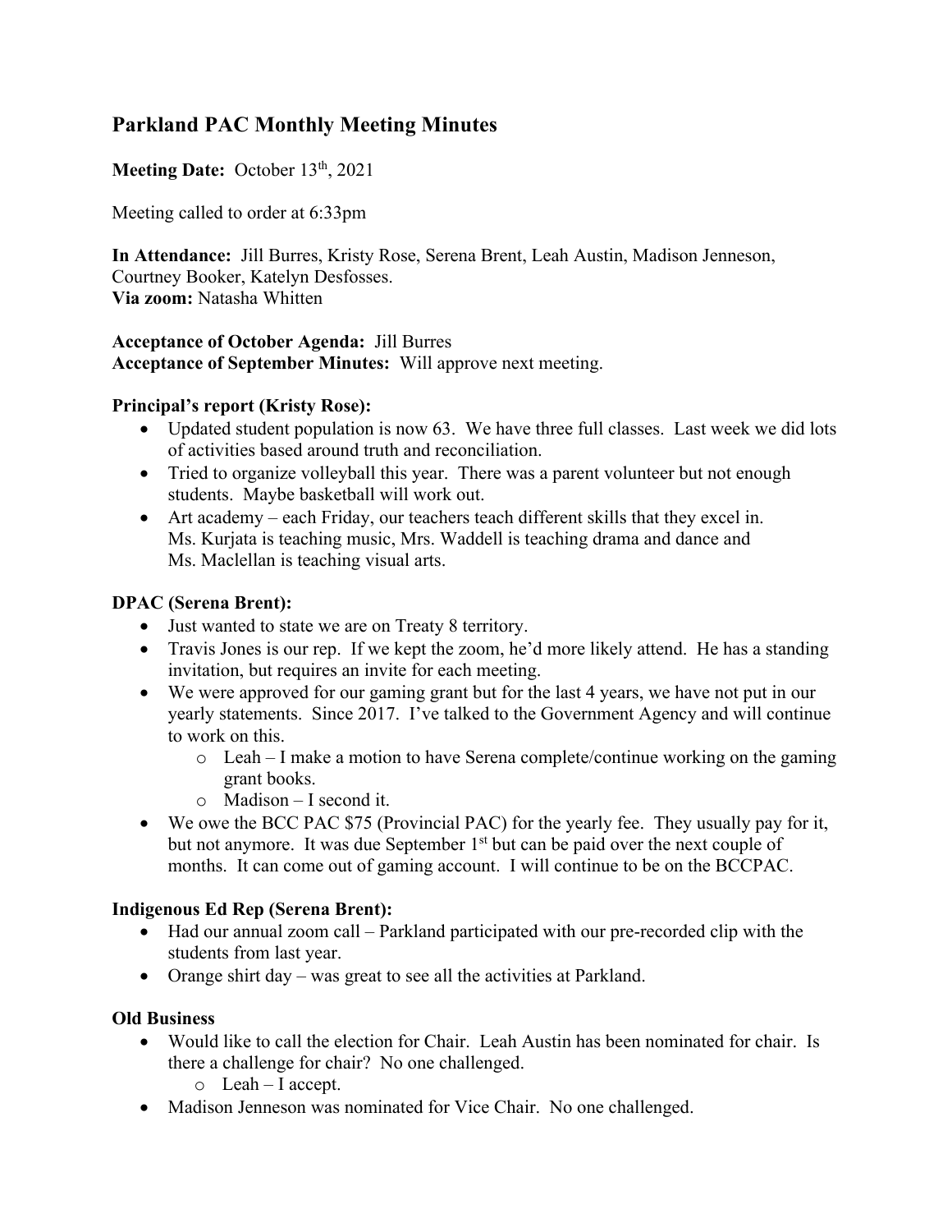# Parkland PAC Monthly Meeting Minutes

**Meeting Date:** October 13th, 2021

Meeting called to order at 6:33pm

**In Attendance:** Jill Burres, Kristy Rose, Serena Brent, Leah Austin, Madison Jenneson, Courtney Booker, Katelyn Desfosses.
**Via zoom:** Natasha Whitten

**Acceptance of October Agenda:** Jill Burres
**Acceptance of September Minutes:** Will approve next meeting.

### Principal's report (Kristy Rose):

- Updated student population is now 63. We have three full classes. Last week we did lots of activities based around truth and reconciliation.
- Tried to organize volleyball this year. There was a parent volunteer but not enough students. Maybe basketball will work out.
- Art academy – each Friday, our teachers teach different skills that they excel in. Ms. Kurjata is teaching music, Mrs. Waddell is teaching drama and dance and Ms. Maclellan is teaching visual arts.

### DPAC (Serena Brent):

- Just wanted to state we are on Treaty 8 territory.
- Travis Jones is our rep. If we kept the zoom, he'd more likely attend. He has a standing invitation, but requires an invite for each meeting.
- We were approved for our gaming grant but for the last 4 years, we have not put in our yearly statements. Since 2017. I've talked to the Government Agency and will continue to work on this.
  - Leah – I make a motion to have Serena complete/continue working on the gaming grant books.
  - Madison – I second it.
- We owe the BCC PAC $75 (Provincial PAC) for the yearly fee. They usually pay for it, but not anymore. It was due September 1st but can be paid over the next couple of months. It can come out of gaming account. I will continue to be on the BCCPAC.

### Indigenous Ed Rep (Serena Brent):

- Had our annual zoom call – Parkland participated with our pre-recorded clip with the students from last year.
- Orange shirt day – was great to see all the activities at Parkland.

### Old Business

- Would like to call the election for Chair. Leah Austin has been nominated for chair. Is there a challenge for chair? No one challenged.
  - Leah – I accept.
- Madison Jenneson was nominated for Vice Chair. No one challenged.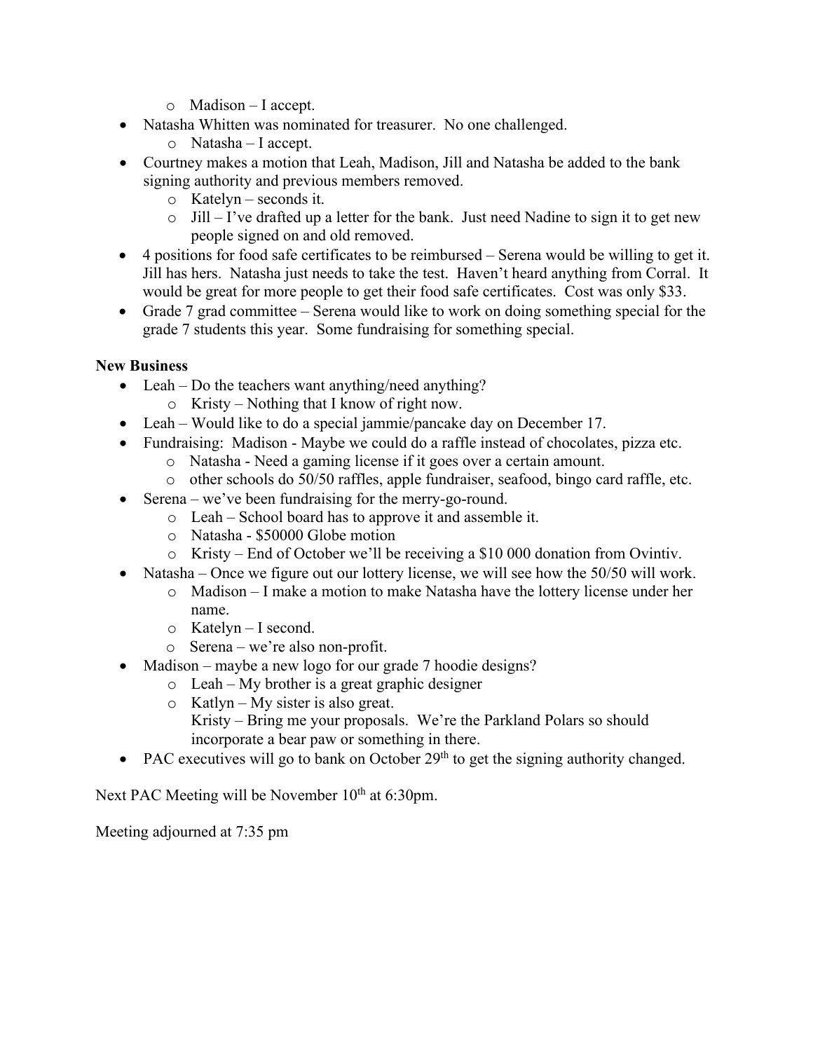- Madison – I accept.
- Natasha Whitten was nominated for treasurer. No one challenged.
  - Natasha – I accept.
- Courtney makes a motion that Leah, Madison, Jill and Natasha be added to the bank signing authority and previous members removed.
  - Katelyn – seconds it.
  - Jill – I've drafted up a letter for the bank. Just need Nadine to sign it to get new people signed on and old removed.
- 4 positions for food safe certificates to be reimbursed – Serena would be willing to get it. Jill has hers. Natasha just needs to take the test. Haven't heard anything from Corral. It would be great for more people to get their food safe certificates. Cost was only $33.
- Grade 7 grad committee – Serena would like to work on doing something special for the grade 7 students this year. Some fundraising for something special.

**New Business**

- Leah – Do the teachers want anything/need anything?
  - Kristy – Nothing that I know of right now.
- Leah – Would like to do a special jammie/pancake day on December 17.
- Fundraising: Madison - Maybe we could do a raffle instead of chocolates, pizza etc.
  - Natasha - Need a gaming license if it goes over a certain amount.
  - other schools do 50/50 raffles, apple fundraiser, seafood, bingo card raffle, etc.
- Serena – we've been fundraising for the merry-go-round.
  - Leah – School board has to approve it and assemble it.
  - Natasha - $50000 Globe motion
  - Kristy – End of October we'll be receiving a $10 000 donation from Ovintiv.
- Natasha – Once we figure out our lottery license, we will see how the 50/50 will work.
  - Madison – I make a motion to make Natasha have the lottery license under her name.
  - Katelyn – I second.
  - Serena – we're also non-profit.
- Madison – maybe a new logo for our grade 7 hoodie designs?
  - Leah – My brother is a great graphic designer
  - Katlyn – My sister is also great.
    Kristy – Bring me your proposals. We're the Parkland Polars so should incorporate a bear paw or something in there.
- PAC executives will go to bank on October 29th to get the signing authority changed.

Next PAC Meeting will be November 10th at 6:30pm.

Meeting adjourned at 7:35 pm